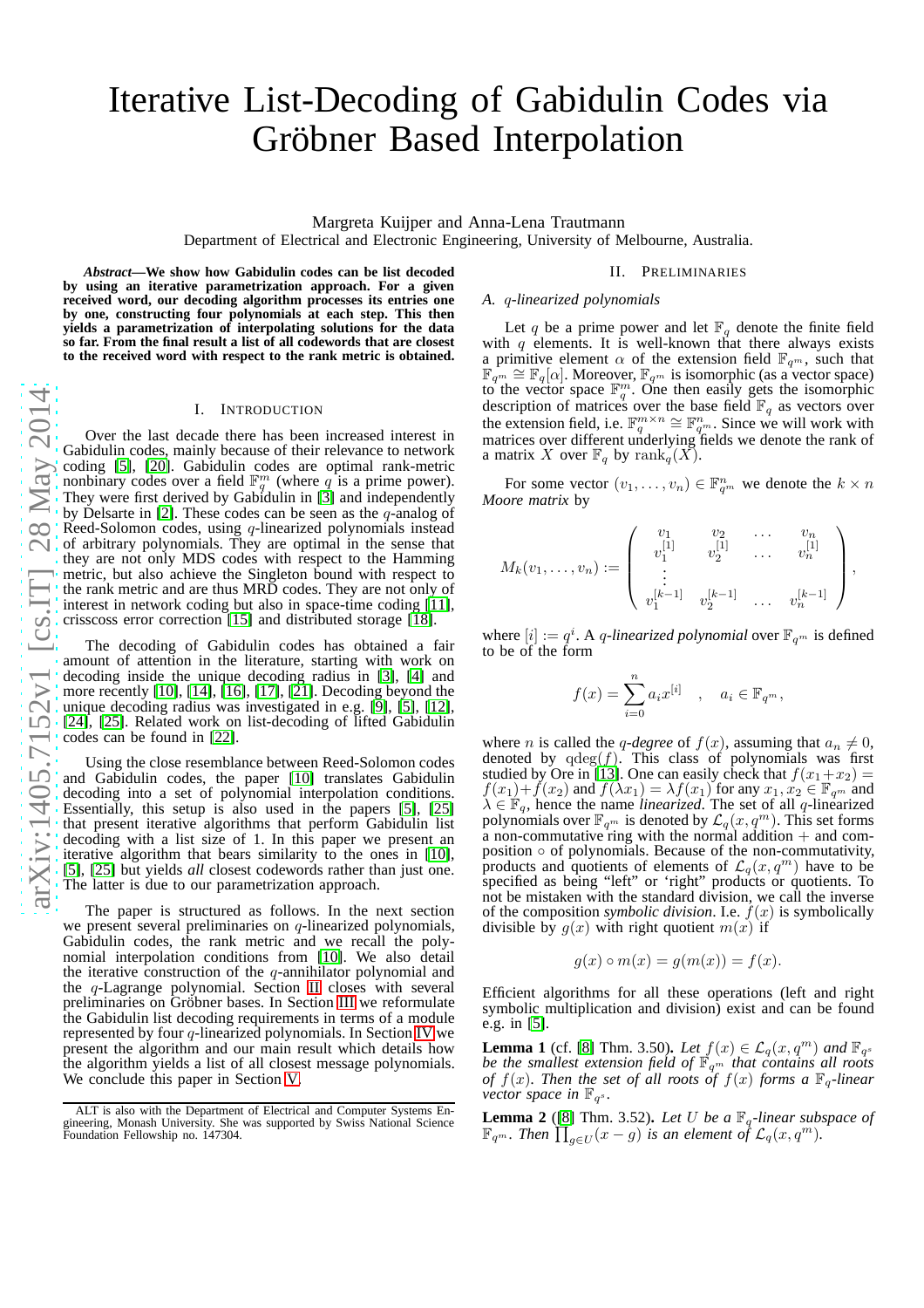# Iterative List-Decoding of Gabidulin Codes via Gröbner Based Interpolation

Margreta Kuijper and Anna-Lena Trautmann
Department of Electrical and Electronic Engineering, University of Melbourne, Australia.

***Abstract*—We show how Gabidulin codes can be list decoded by using an iterative parametrization approach. For a given received word, our decoding algorithm processes its entries one by one, constructing four polynomials at each step. This then yields a parametrization of interpolating solutions for the data so far. From the final result a list of all codewords that are closest to the received word with respect to the rank metric is obtained.**

## I. Introduction

Over the last decade there has been increased interest in Gabidulin codes, mainly because of their relevance to network coding [5], [20]. Gabidulin codes are optimal rank-metric nonbinary codes over a field $\mathbb{F}_q^m$ (where $q$ is a prime power). They were first derived by Gabidulin in [3] and independently by Delsarte in [2]. These codes can be seen as the $q$-analog of Reed-Solomon codes, using $q$-linearized polynomials instead of arbitrary polynomials. They are optimal in the sense that they are not only MDS codes with respect to the Hamming metric, but also achieve the Singleton bound with respect to the rank metric and are thus MRD codes. They are not only of interest in network coding but also in space-time coding [11], crisscoss error correction [15] and distributed storage [18].

The decoding of Gabidulin codes has obtained a fair amount of attention in the literature, starting with work on decoding inside the unique decoding radius in [3], [4] and more recently [10], [14], [16], [17], [21]. Decoding beyond the unique decoding radius was investigated in e.g. [9], [5], [12], [24], [25]. Related work on list-decoding of lifted Gabidulin codes can be found in [22].

Using the close resemblance between Reed-Solomon codes and Gabidulin codes, the paper [10] translates Gabidulin decoding into a set of polynomial interpolation conditions. Essentially, this setup is also used in the papers [5], [25] that present iterative algorithms that perform Gabidulin list decoding with a list size of 1. In this paper we present an iterative algorithm that bears similarity to the ones in [10], [5], [25] but yields *all* closest codewords rather than just one. The latter is due to our parametrization approach.

The paper is structured as follows. In the next section we present several preliminaries on $q$-linearized polynomials, Gabidulin codes, the rank metric and we recall the polynomial interpolation conditions from [10]. We also detail the iterative construction of the $q$-annihilator polynomial and the $q$-Lagrange polynomial. Section II closes with several preliminaries on Gröbner bases. In Section III we reformulate the Gabidulin list decoding requirements in terms of a module represented by four $q$-linearized polynomials. In Section IV we present the algorithm and our main result which details how the algorithm yields a list of all closest message polynomials. We conclude this paper in Section V.

ALT is also with the Department of Electrical and Computer Systems Engineering, Monash University. She was supported by Swiss National Science Foundation Fellowship no. 147304.

## II. Preliminaries

### A. $q$-linearized polynomials

Let $q$ be a prime power and let $\mathbb{F}_q$ denote the finite field with $q$ elements. It is well-known that there always exists a primitive element $\alpha$ of the extension field $\mathbb{F}_{q^m}$, such that $\mathbb{F}_{q^m} \cong \mathbb{F}_q[\alpha]$. Moreover, $\mathbb{F}_{q^m}$ is isomorphic (as a vector space) to the vector space $\mathbb{F}_q^m$. One then easily gets the isomorphic description of matrices over the base field $\mathbb{F}_q$ as vectors over the extension field, i.e. $\mathbb{F}_q^{m\times n} \cong \mathbb{F}_{q^m}^n$. Since we will work with matrices over different underlying fields we denote the rank of a matrix $X$ over $\mathbb{F}_q$ by $\text{rank}_q(X)$.

For some vector $(v_1, \dots, v_n) \in \mathbb{F}_{q^m}^n$ we denote the $k \times n$ *Moore matrix* by

$$M_k(v_1, \dots, v_n) := \begin{pmatrix} v_1 & v_2 & \dots & v_n \\ v_1^{[1]} & v_2^{[1]} & \dots & v_n^{[1]} \\ \vdots & & & \\ v_1^{[k-1]} & v_2^{[k-1]} & \dots & v_n^{[k-1]} \end{pmatrix},$$

where $[i] := q^i$. A *$q$-linearized polynomial* over $\mathbb{F}_{q^m}$ is defined to be of the form

$$f(x) = \sum_{i=0}^{n} a_i x^{[i]} \quad , \quad a_i \in \mathbb{F}_{q^m},$$

where $n$ is called the *$q$-degree* of $f(x)$, assuming that $a_n \neq 0$, denoted by $\text{qdeg}(f)$. This class of polynomials was first studied by Ore in [13]. One can easily check that $f(x_1+x_2) = f(x_1)+f(x_2)$ and $f(\lambda x_1) = \lambda f(x_1)$ for any $x_1, x_2 \in \mathbb{F}_{q^m}$ and $\lambda \in \mathbb{F}_q$, hence the name *linearized*. The set of all $q$-linearized polynomials over $\mathbb{F}_{q^m}$ is denoted by $\mathcal{L}_q(x, q^m)$. This set forms a non-commutative ring with the normal addition $+$ and composition $\circ$ of polynomials. Because of the non-commutativity, products and quotients of elements of $\mathcal{L}_q(x, q^m)$ have to be specified as being "left" or 'right" products or quotients. To not be mistaken with the standard division, we call the inverse of the composition *symbolic division*. I.e. $f(x)$ is symbolically divisible by $g(x)$ with right quotient $m(x)$ if

$$g(x) \circ m(x) = g(m(x)) = f(x).$$

Efficient algorithms for all these operations (left and right symbolic multiplication and division) exist and can be found e.g. in [5].

**Lemma 1** (cf. [8] Thm. 3.50)**.** *Let $f(x) \in \mathcal{L}_q(x, q^m)$ and $\mathbb{F}_{q^s}$ be the smallest extension field of $\mathbb{F}_{q^m}$ that contains all roots of $f(x)$. Then the set of all roots of $f(x)$ forms a $\mathbb{F}_q$-linear vector space in $\mathbb{F}_{q^s}$.*

**Lemma 2** ([8] Thm. 3.52)**.** *Let $U$ be a $\mathbb{F}_q$-linear subspace of $\mathbb{F}_{q^m}$. Then $\prod_{g\in U}(x-g)$ is an element of $\mathcal{L}_q(x, q^m)$.*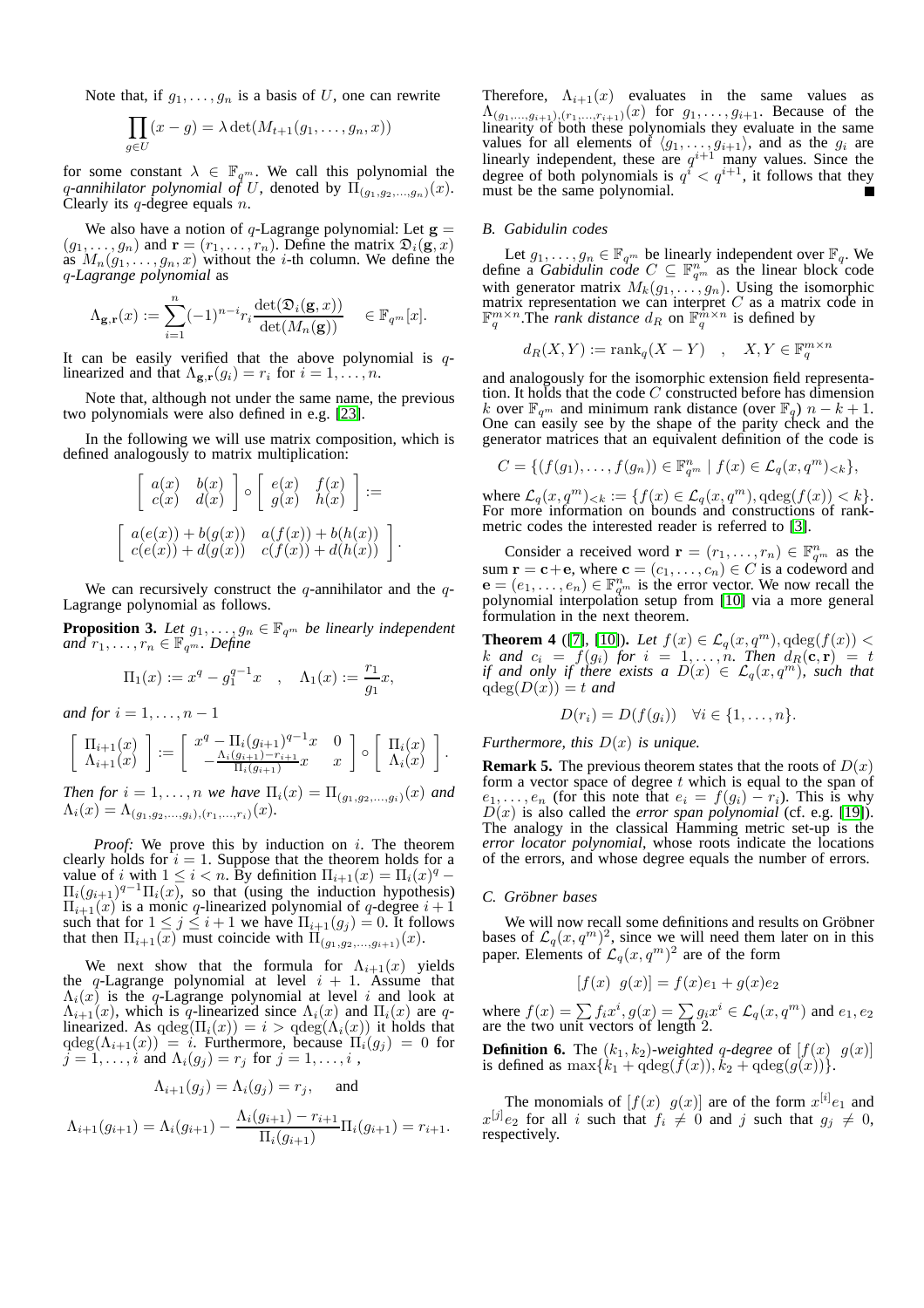Note that, if $g_1, \dots, g_n$ is a basis of $U$, one can rewrite

$$\prod_{g\in U}(x-g) = \lambda \det(M_{t+1}(g_1,\dots,g_n,x))$$

for some constant $\lambda \in \mathbb{F}_{q^m}$. We call this polynomial the *$q$-annihilator polynomial of* $U$, denoted by $\Pi_{(g_1,g_2,\dots,g_n)}(x)$. Clearly its $q$-degree equals $n$.

We also have a notion of $q$-Lagrange polynomial: Let $\mathbf{g} = (g_1,\dots,g_n)$ and $\mathbf{r} = (r_1,\dots,r_n)$. Define the matrix $\mathfrak{D}_i(\mathbf{g},x)$ as $M_n(g_1,\dots,g_n,x)$ without the $i$-th column. We define the *$q$-Lagrange polynomial* as

$$\Lambda_{\mathbf{g},\mathbf{r}}(x) := \sum_{i=1}^{n}(-1)^{n-i} r_i \frac{\det(\mathfrak{D}_i(\mathbf{g},x))}{\det(M_n(\mathbf{g}))} \quad \in \mathbb{F}_{q^m}[x].$$

It can be easily verified that the above polynomial is $q$-linearized and that $\Lambda_{\mathbf{g},\mathbf{r}}(g_i) = r_i$ for $i=1,\dots,n$.

Note that, although not under the same name, the previous two polynomials were also defined in e.g. [23].

In the following we will use matrix composition, which is defined analogously to matrix multiplication:

$$\begin{bmatrix} a(x) & b(x) \\ c(x) & d(x)\end{bmatrix} \circ \begin{bmatrix} e(x) & f(x) \\ g(x) & h(x)\end{bmatrix} :=$$

$$\begin{bmatrix} a(e(x)) + b(g(x)) & a(f(x)) + b(h(x)) \\ c(e(x)) + d(g(x)) & c(f(x)) + d(h(x))\end{bmatrix}.$$

We can recursively construct the $q$-annihilator and the $q$-Lagrange polynomial as follows.

**Proposition 3.** *Let $g_1,\dots,g_n \in \mathbb{F}_{q^m}$ be linearly independent and $r_1,\dots,r_n \in \mathbb{F}_{q^m}$. Define*

$$\Pi_1(x) := x^q - g_1^{q-1}x \quad , \quad \Lambda_1(x) := \frac{r_1}{g_1}x,$$

*and for $i = 1,\dots,n-1$*

$$\begin{bmatrix} \Pi_{i+1}(x) \\ \Lambda_{i+1}(x)\end{bmatrix} := \begin{bmatrix} x^q - \Pi_i(g_{i+1})^{q-1}x & 0 \\ -\frac{\Lambda_i(g_{i+1})-r_{i+1}}{\Pi_i(g_{i+1})}x & x\end{bmatrix} \circ \begin{bmatrix} \Pi_i(x) \\ \Lambda_i(x)\end{bmatrix}.$$

*Then for $i=1,\dots,n$ we have $\Pi_i(x) = \Pi_{(g_1,g_2,\dots,g_i)}(x)$ and $\Lambda_i(x) = \Lambda_{(g_1,g_2,\dots,g_i),(r_1,\dots,r_i)}(x)$.*

*Proof:* We prove this by induction on $i$. The theorem clearly holds for $i=1$. Suppose that the theorem holds for a value of $i$ with $1 \le i < n$. By definition $\Pi_{i+1}(x) = \Pi_i(x)^q - \Pi_i(g_{i+1})^{q-1}\Pi_i(x)$, so that (using the induction hypothesis) $\Pi_{i+1}(x)$ is a monic $q$-linearized polynomial of $q$-degree $i+1$ such that for $1 \le j \le i+1$ we have $\Pi_{i+1}(g_j) = 0$. It follows that then $\Pi_{i+1}(x)$ must coincide with $\Pi_{(g_1,g_2,\dots,g_{i+1})}(x)$.

We next show that the formula for $\Lambda_{i+1}(x)$ yields the $q$-Lagrange polynomial at level $i+1$. Assume that $\Lambda_i(x)$ is the $q$-Lagrange polynomial at level $i$ and look at $\Lambda_{i+1}(x)$, which is $q$-linearized since $\Lambda_i(x)$ and $\Pi_i(x)$ are $q$-linearized. As $\mathrm{qdeg}(\Pi_i(x)) = i > \mathrm{qdeg}(\Lambda_i(x))$ it holds that $\mathrm{qdeg}(\Lambda_{i+1}(x)) = i$. Furthermore, because $\Pi_i(g_j) = 0$ for $j=1,\dots,i$ and $\Lambda_i(g_j) = r_j$ for $j=1,\dots,i$ ,

$$\Lambda_{i+1}(g_j) = \Lambda_i(g_j) = r_j, \quad \text{and}$$

$$\Lambda_{i+1}(g_{i+1}) = \Lambda_i(g_{i+1}) - \frac{\Lambda_i(g_{i+1}) - r_{i+1}}{\Pi_i(g_{i+1})}\Pi_i(g_{i+1}) = r_{i+1}.$$

Therefore, $\Lambda_{i+1}(x)$ evaluates in the same values as $\Lambda_{(g_1,\dots,g_{i+1}),(r_1,\dots,r_{i+1})}(x)$ for $g_1,\dots,g_{i+1}$. Because of the linearity of both these polynomials they evaluate in the same values for all elements of $\langle g_1,\dots,g_{i+1}\rangle$, and as the $g_i$ are linearly independent, these are $q^{i+1}$ many values. Since the degree of both polynomials is $q^i < q^{i+1}$, it follows that they must be the same polynomial. ∎

### B. Gabidulin codes

Let $g_1,\dots,g_n \in \mathbb{F}_{q^m}$ be linearly independent over $\mathbb{F}_q$. We define a *Gabidulin code* $C \subseteq \mathbb{F}_{q^m}^n$ as the linear block code with generator matrix $M_k(g_1,\dots,g_n)$. Using the isomorphic matrix representation we can interpret $C$ as a matrix code in $\mathbb{F}_q^{m\times n}$.The *rank distance* $d_R$ on $\mathbb{F}_q^{m\times n}$ is defined by

$$d_R(X,Y) := \mathrm{rank}_q(X-Y) \quad , \quad X,Y \in \mathbb{F}_q^{m\times n}$$

and analogously for the isomorphic extension field representation. It holds that the code $C$ constructed before has dimension $k$ over $\mathbb{F}_{q^m}$ and minimum rank distance (over $\mathbb{F}_q$) $n-k+1$. One can easily see by the shape of the parity check and the generator matrices that an equivalent definition of the code is

$$C = \{(f(g_1),\dots,f(g_n)) \in \mathbb{F}_{q^m}^n \mid f(x) \in \mathcal{L}_q(x,q^m)_{<k}\},$$

where $\mathcal{L}_q(x,q^m)_{<k} := \{f(x) \in \mathcal{L}_q(x,q^m), \mathrm{qdeg}(f(x)) < k\}$. For more information on bounds and constructions of rank-metric codes the interested reader is referred to [3].

Consider a received word $\mathbf{r} = (r_1,\dots,r_n) \in \mathbb{F}_{q^m}^n$ as the sum $\mathbf{r} = \mathbf{c}+\mathbf{e}$, where $\mathbf{c} = (c_1,\dots,c_n) \in C$ is a codeword and $\mathbf{e} = (e_1,\dots,e_n) \in \mathbb{F}_{q^m}^n$ is the error vector. We now recall the polynomial interpolation setup from [10] via a more general formulation in the next theorem.

**Theorem 4** ([7], [10])**.** *Let $f(x) \in \mathcal{L}_q(x,q^m), \mathrm{qdeg}(f(x)) < k$ and $c_i = f(g_i)$ for $i=1,\dots,n$. Then $d_R(\mathbf{c},\mathbf{r}) = t$ if and only if there exists a $D(x) \in \mathcal{L}_q(x,q^m)$, such that $\mathrm{qdeg}(D(x)) = t$ and*

$$D(r_i) = D(f(g_i)) \quad \forall i \in \{1,\dots,n\}.$$

*Furthermore, this $D(x)$ is unique.*

**Remark 5.** The previous theorem states that the roots of $D(x)$ form a vector space of degree $t$ which is equal to the span of $e_1,\dots,e_n$ (for this note that $e_i = f(g_i) - r_i$). This is why $D(x)$ is also called the *error span polynomial* (cf. e.g. [19]). The analogy in the classical Hamming metric set-up is the *error locator polynomial*, whose roots indicate the locations of the errors, and whose degree equals the number of errors.

### C. Gröbner bases

We will now recall some definitions and results on Gröbner bases of $\mathcal{L}_q(x,q^m)^2$, since we will need them later on in this paper. Elements of $\mathcal{L}_q(x,q^m)^2$ are of the form

$$[f(x) \;\; g(x)] = f(x)e_1 + g(x)e_2$$

where $f(x) = \sum f_i x^i, g(x) = \sum g_i x^i \in \mathcal{L}_q(x,q^m)$ and $e_1, e_2$ are the two unit vectors of length 2.

**Definition 6.** The $(k_1,k_2)$*-weighted $q$-degree* of $[f(x) \;\; g(x)]$ is defined as $\max\{k_1 + \mathrm{qdeg}(f(x)), k_2 + \mathrm{qdeg}(g(x))\}$.

The monomials of $[f(x) \;\; g(x)]$ are of the form $x^{[i]}e_1$ and $x^{[j]}e_2$ for all $i$ such that $f_i \neq 0$ and $j$ such that $g_j \neq 0$, respectively.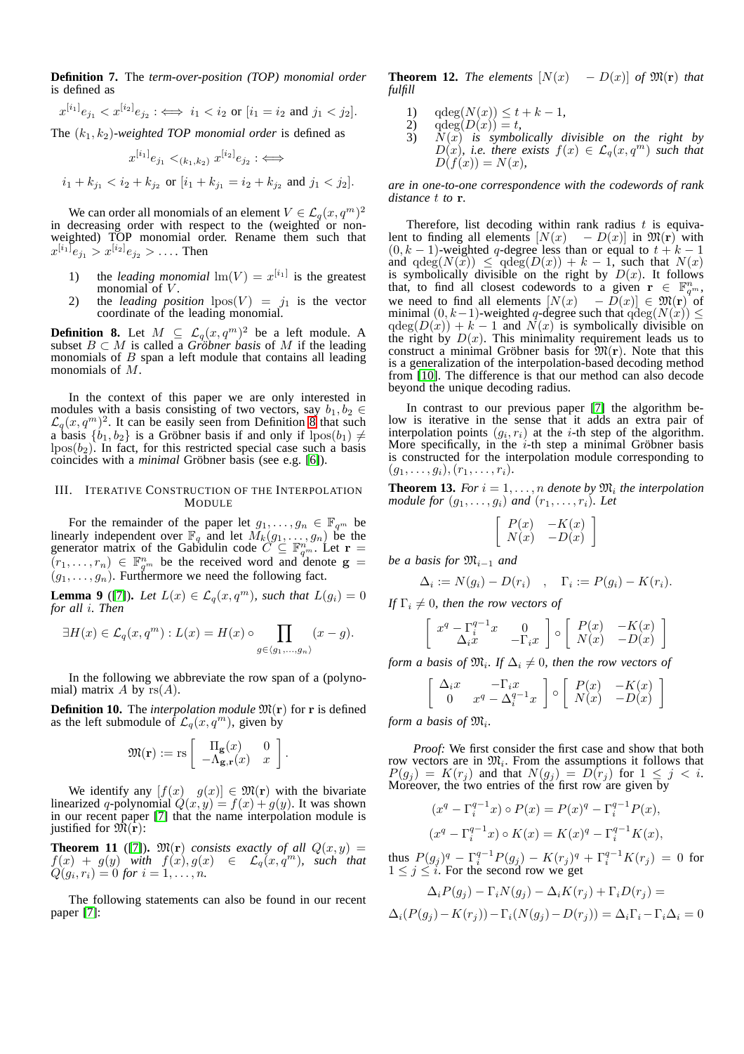**Definition 7.** The *term-over-position (TOP) monomial order* is defined as

$$x^{[i_1]}e_{j_1} < x^{[i_2]}e_{j_2} :\iff i_1 < i_2 \text{ or } [i_1 = i_2 \text{ and } j_1 < j_2].$$

The $(k_1, k_2)$*-weighted TOP monomial order* is defined as

$$x^{[i_1]}e_{j_1} <_{(k_1,k_2)} x^{[i_2]}e_{j_2} :\iff$$

$$i_1 + k_{j_1} < i_2 + k_{j_2} \text{ or } [i_1 + k_{j_1} = i_2 + k_{j_2} \text{ and } j_1 < j_2].$$

We can order all monomials of an element $V \in \mathcal{L}_q(x, q^m)^2$ in decreasing order with respect to the (weighted or non-weighted) TOP monomial order. Rename them such that $x^{[i_1]}e_{j_1} > x^{[i_2]}e_{j_2} > \dots$. Then

1) the *leading monomial* $\mathrm{lm}(V) = x^{[i_1]}$ is the greatest monomial of $V$.
2) the *leading position* $\mathrm{lpos}(V) = j_1$ is the vector coordinate of the leading monomial.

**Definition 8.** Let $M \subseteq \mathcal{L}_q(x, q^m)^2$ be a left module. A subset $B \subset M$ is called a *Gröbner basis* of $M$ if the leading monomials of $B$ span a left module that contains all leading monomials of $M$.

In the context of this paper we are only interested in modules with a basis consisting of two vectors, say $b_1, b_2 \in \mathcal{L}_q(x, q^m)^2$. It can be easily seen from Definition 8 that such a basis $\{b_1, b_2\}$ is a Gröbner basis if and only if $\mathrm{lpos}(b_1) \neq \mathrm{lpos}(b_2)$. In fact, for this restricted special case such a basis coincides with a *minimal* Gröbner basis (see e.g. [6]).

## III. Iterative Construction of the Interpolation Module

For the remainder of the paper let $g_1, \dots, g_n \in \mathbb{F}_{q^m}$ be linearly independent over $\mathbb{F}_q$ and let $M_k(g_1, \dots, g_n)$ be the generator matrix of the Gabidulin code $C \subseteq \mathbb{F}_{q^m}^n$. Let $\mathbf{r} = (r_1, \dots, r_n) \in \mathbb{F}_{q^m}^n$ be the received word and denote $\mathbf{g} = (g_1, \dots, g_n)$. Furthermore we need the following fact.

**Lemma 9** ([7])**.** *Let $L(x) \in \mathcal{L}_q(x, q^m)$, such that $L(g_i) = 0$ for all $i$. Then*

$$\exists H(x) \in \mathcal{L}_q(x, q^m) : L(x) = H(x) \circ \prod_{g \in \langle g_1, \dots, g_n \rangle} (x - g).$$

In the following we abbreviate the row span of a (polynomial) matrix $A$ by $\mathrm{rs}(A)$.

**Definition 10.** The *interpolation module* $\mathfrak{M}(\mathbf{r})$ for $\mathbf{r}$ is defined as the left submodule of $\mathcal{L}_q(x, q^m)$, given by

$$\mathfrak{M}(\mathbf{r}) := \mathrm{rs}\begin{bmatrix} \Pi_{\mathbf{g}}(x) & 0 \\ -\Lambda_{\mathbf{g},\mathbf{r}}(x) & x \end{bmatrix}.$$

We identify any $[f(x) \quad g(x)] \in \mathfrak{M}(\mathbf{r})$ with the bivariate linearized $q$-polynomial $Q(x, y) = f(x) + g(y)$. It was shown in our recent paper [7] that the name interpolation module is justified for $\mathfrak{M}(\mathbf{r})$:

**Theorem 11** ([7])**.** *$\mathfrak{M}(\mathbf{r})$ consists exactly of all $Q(x, y) = f(x) + g(y)$ with $f(x), g(x) \in \mathcal{L}_q(x, q^m)$, such that $Q(g_i, r_i) = 0$ for $i = 1, \dots, n$.*

The following statements can also be found in our recent paper [7]:

**Theorem 12.** *The elements $[N(x) \quad -D(x)]$ of $\mathfrak{M}(\mathbf{r})$ that fulfill*

1) *$\mathrm{qdeg}(N(x)) \leq t + k - 1$,*
2) *$\mathrm{qdeg}(D(x)) = t$,*
3) *$N(x)$ is symbolically divisible on the right by $D(x)$, i.e. there exists $f(x) \in \mathcal{L}_q(x, q^m)$ such that $D(f(x)) = N(x)$,*

*are in one-to-one correspondence with the codewords of rank distance $t$ to $\mathbf{r}$.*

Therefore, list decoding within rank radius $t$ is equivalent to finding all elements $[N(x) \quad -D(x)]$ in $\mathfrak{M}(\mathbf{r})$ with $(0, k-1)$-weighted $q$-degree less than or equal to $t + k - 1$ and $\mathrm{qdeg}(N(x)) \leq \mathrm{qdeg}(D(x)) + k - 1$, such that $N(x)$ is symbolically divisible on the right by $D(x)$. It follows that, to find all closest codewords to a given $\mathbf{r} \in \mathbb{F}_{q^m}^n$, we need to find all elements $[N(x) \quad -D(x)] \in \mathfrak{M}(\mathbf{r})$ of minimal $(0, k-1)$-weighted $q$-degree such that $\mathrm{qdeg}(N(x)) \leq \mathrm{qdeg}(D(x)) + k - 1$ and $N(x)$ is symbolically divisible on the right by $D(x)$. This minimality requirement leads us to construct a minimal Gröbner basis for $\mathfrak{M}(\mathbf{r})$. Note that this is a generalization of the interpolation-based decoding method from [10]. The difference is that our method can also decode beyond the unique decoding radius.

In contrast to our previous paper [7] the algorithm below is iterative in the sense that it adds an extra pair of interpolation points $(g_i, r_i)$ at the $i$-th step of the algorithm. More specifically, in the $i$-th step a minimal Gröbner basis is constructed for the interpolation module corresponding to $(g_1, \dots, g_i), (r_1, \dots, r_i)$.

**Theorem 13.** *For $i = 1, \dots, n$ denote by $\mathfrak{M}_i$ the interpolation module for $(g_1, \dots, g_i)$ and $(r_1, \dots, r_i)$. Let*

$$\begin{bmatrix} P(x) & -K(x) \\ N(x) & -D(x) \end{bmatrix}$$

*be a basis for $\mathfrak{M}_{i-1}$ and*

$$\Delta_i := N(g_i) - D(r_i) \quad , \quad \Gamma_i := P(g_i) - K(r_i).$$

*If $\Gamma_i \neq 0$, then the row vectors of*

$$\begin{bmatrix} x^q - \Gamma_i^{q-1}x & 0 \\ \Delta_i x & -\Gamma_i x \end{bmatrix} \circ \begin{bmatrix} P(x) & -K(x) \\ N(x) & -D(x) \end{bmatrix}$$

*form a basis of $\mathfrak{M}_i$. If $\Delta_i \neq 0$, then the row vectors of*

$$\begin{bmatrix} \Delta_i x & -\Gamma_i x \\ 0 & x^q - \Delta_i^{q-1}x \end{bmatrix} \circ \begin{bmatrix} P(x) & -K(x) \\ N(x) & -D(x) \end{bmatrix}$$

*form a basis of $\mathfrak{M}_i$.*

*Proof:* We first consider the first case and show that both row vectors are in $\mathfrak{M}_i$. From the assumptions it follows that $P(g_j) = K(r_j)$ and that $N(g_j) = D(r_j)$ for $1 \leq j < i$. Moreover, the two entries of the first row are given by

$$(x^q - \Gamma_i^{q-1}x) \circ P(x) = P(x)^q - \Gamma_i^{q-1}P(x),$$

$$(x^q - \Gamma_i^{q-1}x) \circ K(x) = K(x)^q - \Gamma_i^{q-1}K(x),$$

thus $P(g_j)^q - \Gamma_i^{q-1}P(g_j) - K(r_j)^q + \Gamma_i^{q-1}K(r_j) = 0$ for $1 \leq j \leq i$. For the second row we get

$$\Delta_i P(g_j) - \Gamma_i N(g_j) - \Delta_i K(r_j) + \Gamma_i D(r_j) =$$

$$\Delta_i(P(g_j) - K(r_j)) - \Gamma_i(N(g_j) - D(r_j)) = \Delta_i\Gamma_i - \Gamma_i\Delta_i = 0$$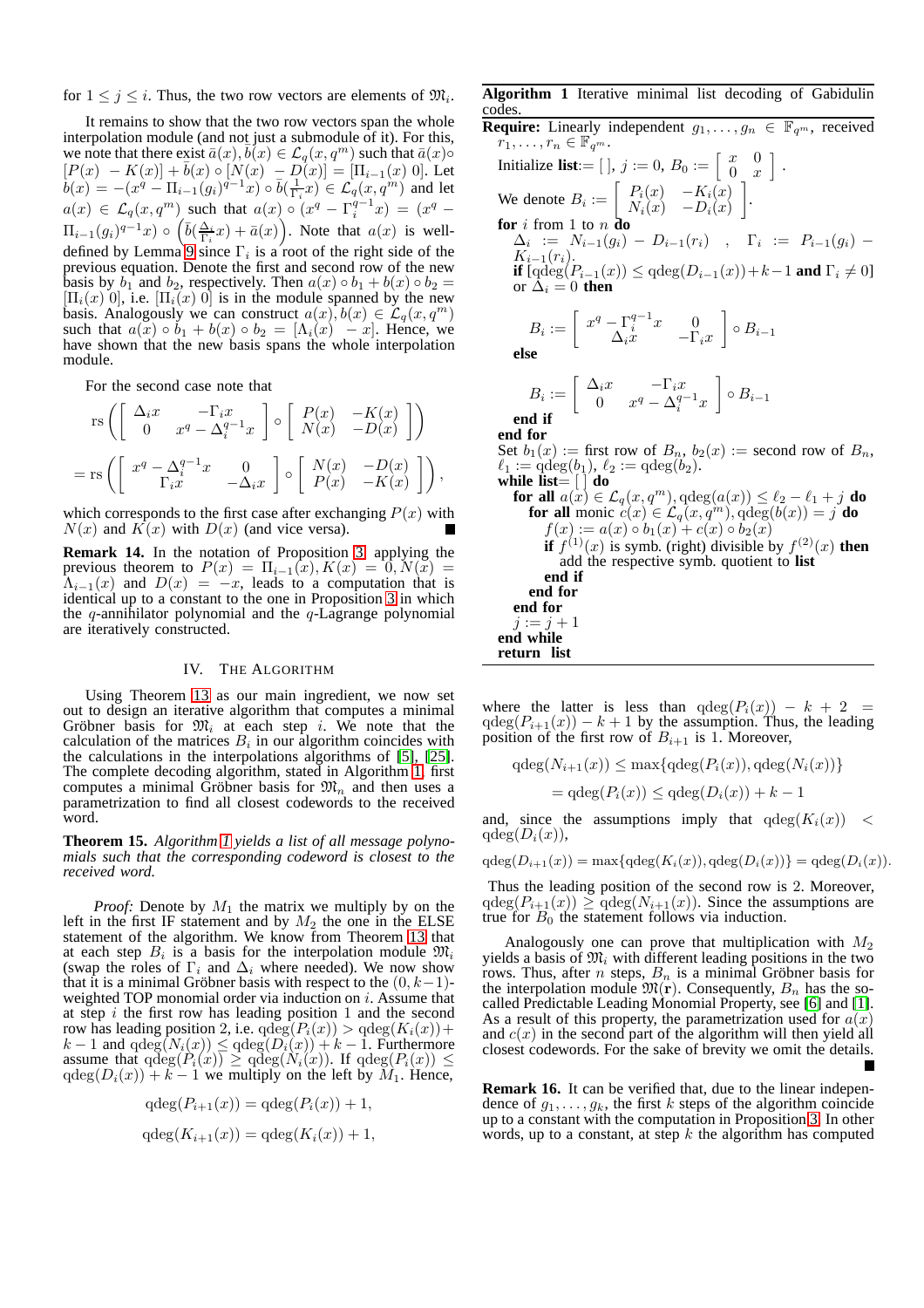for $1 \leq j \leq i$. Thus, the two row vectors are elements of $\mathfrak{M}_i$.

It remains to show that the two row vectors span the whole interpolation module (and not just a submodule of it). For this, we note that there exist $\bar{a}(x), \bar{b}(x) \in \mathcal{L}_q(x, q^m)$ such that $\bar{a}(x) \circ [P(x) \; - K(x)] + \bar{b}(x) \circ [N(x) \; - D(x)] = [\Pi_{i-1}(x) \; 0]$. Let $b(x) = -(x^q - \Pi_{i-1}(g_i)^{q-1}x) \circ \bar{b}(\frac{1}{\Gamma_i}x) \in \mathcal{L}_q(x, q^m)$ and let $a(x) \in \mathcal{L}_q(x, q^m)$ such that $a(x) \circ (x^q - \Gamma_i^{q-1}x) = (x^q - \Pi_{i-1}(g_i)^{q-1}x) \circ \left(\bar{b}(\frac{\Delta_i}{\Gamma_i}x) + \bar{a}(x)\right)$. Note that $a(x)$ is well-defined by Lemma 9 since $\Gamma_i$ is a root of the right side of the previous equation. Denote the first and second row of the new basis by $b_1$ and $b_2$, respectively. Then $a(x) \circ b_1 + b(x) \circ b_2 = [\Pi_i(x) \; 0]$, i.e. $[\Pi_i(x) \; 0]$ is in the module spanned by the new basis. Analogously we can construct $a(x), b(x) \in \mathcal{L}_q(x, q^m)$ such that $a(x) \circ b_1 + b(x) \circ b_2 = [\Lambda_i(x) \; - x]$. Hence, we have shown that the new basis spans the whole interpolation module.

For the second case note that

$$\mathrm{rs}\left(\begin{bmatrix} \Delta_i x & -\Gamma_i x \\ 0 & x^q - \Delta_i^{q-1}x \end{bmatrix} \circ \begin{bmatrix} P(x) & -K(x) \\ N(x) & -D(x) \end{bmatrix}\right)$$

$$= \mathrm{rs}\left(\begin{bmatrix} x^q - \Delta_i^{q-1}x & 0 \\ \Gamma_i x & -\Delta_i x \end{bmatrix} \circ \begin{bmatrix} N(x) & -D(x) \\ P(x) & -K(x) \end{bmatrix}\right),$$

which corresponds to the first case after exchanging $P(x)$ with $N(x)$ and $K(x)$ with $D(x)$ (and vice versa). ∎

**Remark 14.** In the notation of Proposition 3, applying the previous theorem to $P(x) = \Pi_{i-1}(x), K(x) = 0, N(x) = \Lambda_{i-1}(x)$ and $D(x) = -x$, leads to a computation that is identical up to a constant to the one in Proposition 3 in which the $q$-annihilator polynomial and the $q$-Lagrange polynomial are iteratively constructed.

## IV. The Algorithm

Using Theorem 13 as our main ingredient, we now set out to design an iterative algorithm that computes a minimal Gröbner basis for $\mathfrak{M}_i$ at each step $i$. We note that the calculation of the matrices $B_i$ in our algorithm coincides with the calculations in the interpolations algorithms of [5], [25]. The complete decoding algorithm, stated in Algorithm 1, first computes a minimal Gröbner basis for $\mathfrak{M}_n$ and then uses a parametrization to find all closest codewords to the received word.

**Theorem 15.** *Algorithm 1 yields a list of all message polynomials such that the corresponding codeword is closest to the received word.*

*Proof:* Denote by $M_1$ the matrix we multiply by on the left in the first IF statement and by $M_2$ the one in the ELSE statement of the algorithm. We know from Theorem 13 that at each step $B_i$ is a basis for the interpolation module $\mathfrak{M}_i$ (swap the roles of $\Gamma_i$ and $\Delta_i$ where needed). We now show that it is a minimal Gröbner basis with respect to the $(0, k-1)$-weighted TOP monomial order via induction on $i$. Assume that at step $i$ the first row has leading position 1 and the second row has leading position 2, i.e. $\mathrm{qdeg}(P_i(x)) > \mathrm{qdeg}(K_i(x)) + k - 1$ and $\mathrm{qdeg}(N_i(x)) \leq \mathrm{qdeg}(D_i(x)) + k - 1$. Furthermore assume that $\mathrm{qdeg}(P_i(x)) \geq \mathrm{qdeg}(N_i(x))$. If $\mathrm{qdeg}(P_i(x)) \leq \mathrm{qdeg}(D_i(x)) + k - 1$ we multiply on the left by $M_1$. Hence,

$$\mathrm{qdeg}(P_{i+1}(x)) = \mathrm{qdeg}(P_i(x)) + 1,$$

$$\mathrm{qdeg}(K_{i+1}(x)) = \mathrm{qdeg}(K_i(x)) + 1,$$

where the latter is less than $\mathrm{qdeg}(P_i(x)) - k + 2 = \mathrm{qdeg}(P_{i+1}(x)) - k + 1$ by the assumption. Thus, the leading position of the first row of $B_{i+1}$ is 1. Moreover,

$$\mathrm{qdeg}(N_{i+1}(x)) \leq \max\{\mathrm{qdeg}(P_i(x)), \mathrm{qdeg}(N_i(x))\}$$

$$= \mathrm{qdeg}(P_i(x)) \leq \mathrm{qdeg}(D_i(x)) + k - 1$$

and, since the assumptions imply that $\mathrm{qdeg}(K_i(x)) < \mathrm{qdeg}(D_i(x))$,

$$\mathrm{qdeg}(D_{i+1}(x)) = \max\{\mathrm{qdeg}(K_i(x)), \mathrm{qdeg}(D_i(x))\} = \mathrm{qdeg}(D_i(x)).$$

Thus the leading position of the second row is 2. Moreover, $\mathrm{qdeg}(P_{i+1}(x)) \geq \mathrm{qdeg}(N_{i+1}(x))$. Since the assumptions are true for $B_0$ the statement follows via induction.

Analogously one can prove that multiplication with $M_2$ yields a basis of $\mathfrak{M}_i$ with different leading positions in the two rows. Thus, after $n$ steps, $B_n$ is a minimal Gröbner basis for the interpolation module $\mathfrak{M}(\mathbf{r})$. Consequently, $B_n$ has the so-called Predictable Leading Monomial Property, see [6] and [1]. As a result of this property, the parametrization used for $a(x)$ and $c(x)$ in the second part of the algorithm will then yield all closest codewords. For the sake of brevity we omit the details. ∎

**Remark 16.** It can be verified that, due to the linear independence of $g_1, \ldots, g_k$, the first $k$ steps of the algorithm coincide up to a constant with the computation in Proposition 3. In other words, up to a constant, at step $k$ the algorithm has computed

---

**Algorithm 1** Iterative minimal list decoding of Gabidulin codes.

**Require:** Linearly independent $g_1, \ldots, g_n \in \mathbb{F}_{q^m}$, received $r_1, \ldots, r_n \in \mathbb{F}_{q^m}$.

Initialize **list**:= [ ], $j := 0$, $B_0 := \begin{bmatrix} x & 0 \\ 0 & x \end{bmatrix}$.

We denote $B_i := \begin{bmatrix} P_i(x) & -K_i(x) \\ N_i(x) & -D_i(x) \end{bmatrix}$.

**for** $i$ from 1 to $n$ **do**
  $\Delta_i := N_{i-1}(g_i) - D_{i-1}(r_i)$ , $\Gamma_i := P_{i-1}(g_i) - K_{i-1}(r_i)$.
  **if** [$\mathrm{qdeg}(P_{i-1}(x)) \leq \mathrm{qdeg}(D_{i-1}(x)) + k - 1$ **and** $\Gamma_i \neq 0$] or $\Delta_i = 0$ **then**

$$B_i := \begin{bmatrix} x^q - \Gamma_i^{q-1}x & 0 \\ \Delta_i x & -\Gamma_i x \end{bmatrix} \circ B_{i-1}$$

  **else**

$$B_i := \begin{bmatrix} \Delta_i x & -\Gamma_i x \\ 0 & x^q - \Delta_i^{q-1}x \end{bmatrix} \circ B_{i-1}$$

  **end if**
**end for**
Set $b_1(x) :=$ first row of $B_n$, $b_2(x) :=$ second row of $B_n$, $\ell_1 := \mathrm{qdeg}(b_1)$, $\ell_2 := \mathrm{qdeg}(b_2)$.
**while list**= [ ] **do**
  **for all** $a(x) \in \mathcal{L}_q(x, q^m), \mathrm{qdeg}(a(x)) \leq \ell_2 - \ell_1 + j$ **do**
    **for all** monic $c(x) \in \mathcal{L}_q(x, q^m), \mathrm{qdeg}(b(x)) = j$ **do**
      $f(x) := a(x) \circ b_1(x) + c(x) \circ b_2(x)$
      **if** $f^{(1)}(x)$ is symb. (right) divisible by $f^{(2)}(x)$ **then**
        add the respective symb. quotient to **list**
      **end if**
    **end for**
  **end for**
  $j := j + 1$
**end while**
**return list**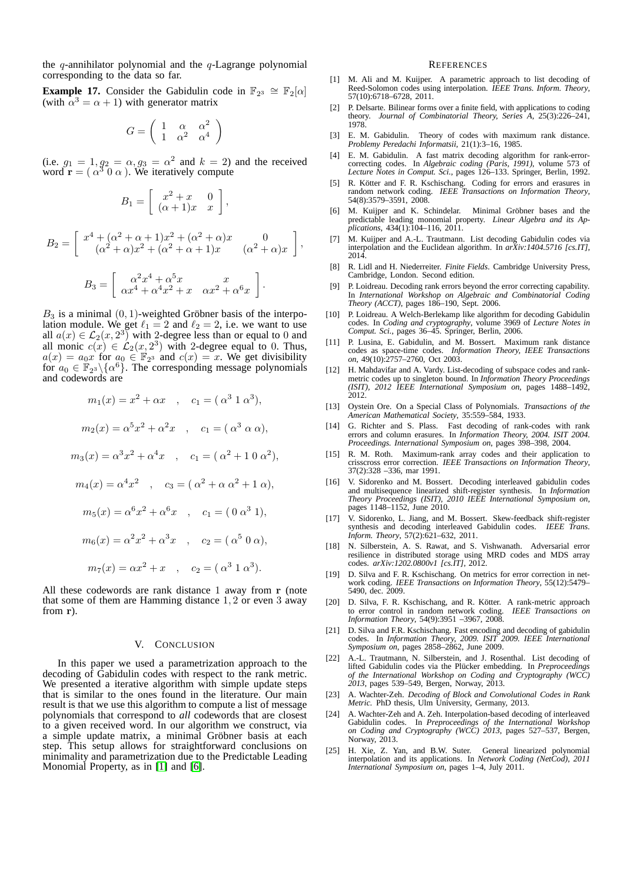the $q$-annihilator polynomial and the $q$-Lagrange polynomial corresponding to the data so far.

**Example 17.** Consider the Gabidulin code in $\mathbb{F}_{2^3} \cong \mathbb{F}_2[\alpha]$ (with $\alpha^3 = \alpha + 1$) with generator matrix

$$G = \begin{pmatrix} 1 & \alpha & \alpha^2 \\ 1 & \alpha^2 & \alpha^4 \end{pmatrix}$$

(i.e. $g_1 = 1, g_2 = \alpha, g_3 = \alpha^2$ and $k = 2$) and the received word $\mathbf{r} = (\ \alpha^3\ 0\ \alpha\ )$. We iteratively compute

$$B_1 = \begin{bmatrix} x^2 + x & 0 \\ (\alpha + 1)x & x \end{bmatrix},$$

$$B_2 = \begin{bmatrix} x^4 + (\alpha^2 + \alpha + 1)x^2 + (\alpha^2 + \alpha)x & 0 \\ (\alpha^2 + \alpha)x^2 + (\alpha^2 + \alpha + 1)x & (\alpha^2 + \alpha)x \end{bmatrix},$$

$$B_3 = \begin{bmatrix} \alpha^2 x^4 + \alpha^5 x & x \\ \alpha x^4 + \alpha^4 x^2 + x & \alpha x^2 + \alpha^6 x \end{bmatrix}.$$

$B_3$ is a minimal $(0, 1)$-weighted Gröbner basis of the interpolation module. We get $\ell_1 = 2$ and $\ell_2 = 2$, i.e. we want to use all $a(x) \in \mathcal{L}_2(x, 2^3)$ with 2-degree less than or equal to 0 and all monic $c(x) \in \mathcal{L}_2(x, 2^3)$ with 2-degree equal to 0. Thus, $a(x) = a_0 x$ for $a_0 \in \mathbb{F}_{2^3}$ and $c(x) = x$. We get divisibility for $a_0 \in \mathbb{F}_{2^3} \backslash \{\alpha^6\}$. The corresponding message polynomials and codewords are

$$m_1(x) = x^2 + \alpha x \quad , \quad c_1 = (\ \alpha^3\ 1\ \alpha^3),$$

$$m_2(x) = \alpha^5 x^2 + \alpha^2 x \quad , \quad c_1 = (\ \alpha^3\ \alpha\ \alpha),$$

$$m_3(x) = \alpha^3 x^2 + \alpha^4 x \quad , \quad c_1 = (\ \alpha^2 + 1\ 0\ \alpha^2),$$

$$m_4(x) = \alpha^4 x^2 \quad , \quad c_3 = (\ \alpha^2 + \alpha\ \alpha^2 + 1\ \alpha),$$

$$m_5(x) = \alpha^6 x^2 + \alpha^6 x \quad , \quad c_1 = (\ 0\ \alpha^3\ 1),$$

$$m_6(x) = \alpha^2 x^2 + \alpha^3 x \quad , \quad c_2 = (\ \alpha^5\ 0\ \alpha),$$

$$m_7(x) = \alpha x^2 + x \quad , \quad c_2 = (\ \alpha^3\ 1\ \alpha^3).$$

All these codewords are rank distance 1 away from $\mathbf{r}$ (note that some of them are Hamming distance $1, 2$ or even $3$ away from $\mathbf{r}$).

## V. Conclusion

In this paper we used a parametrization approach to the decoding of Gabidulin codes with respect to the rank metric. We presented a iterative algorithm with simple update steps that is similar to the ones found in the literature. Our main result is that we use this algorithm to compute a list of message polynomials that correspond to *all* codewords that are closest to a given received word. In our algorithm we construct, via a simple update matrix, a minimal Gröbner basis at each step. This setup allows for straightforward conclusions on minimality and parametrization due to the Predictable Leading Monomial Property, as in [1] and [6].

## References

[1] M. Ali and M. Kuijper. A parametric approach to list decoding of Reed-Solomon codes using interpolation. *IEEE Trans. Inform. Theory*, 57(10):6718–6728, 2011.

[2] P. Delsarte. Bilinear forms over a finite field, with applications to coding theory. *Journal of Combinatorial Theory, Series A*, 25(3):226–241, 1978.

[3] E. M. Gabidulin. Theory of codes with maximum rank distance. *Problemy Peredachi Informatsii*, 21(1):3–16, 1985.

[4] E. M. Gabidulin. A fast matrix decoding algorithm for rank-error-correcting codes. In *Algebraic coding (Paris, 1991)*, volume 573 of *Lecture Notes in Comput. Sci.*, pages 126–133. Springer, Berlin, 1992.

[5] R. Kötter and F. R. Kschischang. Coding for errors and erasures in random network coding. *IEEE Transactions on Information Theory*, 54(8):3579–3591, 2008.

[6] M. Kuijper and K. Schindelar. Minimal Gröbner bases and the predictable leading monomial property. *Linear Algebra and its Applications*, 434(1):104–116, 2011.

[7] M. Kuijper and A.-L. Trautmann. List decoding Gabidulin codes via interpolation and the Euclidean algorithm. In *arXiv:1404.5716 [cs.IT]*, 2014.

[8] R. Lidl and H. Niederreiter. *Finite Fields*. Cambridge University Press, Cambridge, London. Second edition.

[9] P. Loidreau. Decoding rank errors beyond the error correcting capability. In *International Workshop on Algebraic and Combinatorial Coding Theory (ACCT)*, pages 186–190, Sept. 2006.

[10] P. Loidreau. A Welch-Berlekamp like algorithm for decoding Gabidulin codes. In *Coding and cryptography*, volume 3969 of *Lecture Notes in Comput. Sci.*, pages 36–45. Springer, Berlin, 2006.

[11] P. Lusina, E. Gabidulin, and M. Bossert. Maximum rank distance codes as space-time codes. *Information Theory, IEEE Transactions on*, 49(10):2757–2760, Oct 2003.

[12] H. Mahdavifar and A. Vardy. List-decoding of subspace codes and rank-metric codes up to singleton bound. In *Information Theory Proceedings (ISIT), 2012 IEEE International Symposium on*, pages 1488–1492, 2012.

[13] Oystein Ore. On a Special Class of Polynomials. *Transactions of the American Mathematical Society*, 35:559–584, 1933.

[14] G. Richter and S. Plass. Fast decoding of rank-codes with rank errors and column erasures. In *Information Theory, 2004. ISIT 2004. Proceedings. International Symposium on*, pages 398–398, 2004.

[15] R. M. Roth. Maximum-rank array codes and their application to crisscross error correction. *IEEE Transactions on Information Theory*, 37(2):328 –336, mar 1991.

[16] V. Sidorenko and M. Bossert. Decoding interleaved gabidulin codes and multisequence linearized shift-register synthesis. In *Information Theory Proceedings (ISIT), 2010 IEEE International Symposium on*, pages 1148–1152, June 2010.

[17] V. Sidorenko, L. Jiang, and M. Bossert. Skew-feedback shift-register synthesis and decoding interleaved Gabidulin codes. *IEEE Trans. Inform. Theory*, 57(2):621–632, 2011.

[18] N. Silberstein, A. S. Rawat, and S. Vishwanath. Adversarial error resilience in distributed storage using MRD codes and MDS array codes. *arXiv:1202.0800v1 [cs.IT]*, 2012.

[19] D. Silva and F. R. Kschischang. On metrics for error correction in network coding. *IEEE Transactions on Information Theory*, 55(12):5479–5490, dec. 2009.

[20] D. Silva, F. R. Kschischang, and R. Kötter. A rank-metric approach to error control in random network coding. *IEEE Transactions on Information Theory*, 54(9):3951 –3967, 2008.

[21] D. Silva and F.R. Kschischang. Fast encoding and decoding of gabidulin codes. In *Information Theory, 2009. ISIT 2009. IEEE International Symposium on*, pages 2858–2862, June 2009.

[22] A.-L. Trautmann, N. Silberstein, and J. Rosenthal. List decoding of lifted Gabidulin codes via the Plücker embedding. In *Preproceedings of the International Workshop on Coding and Cryptography (WCC) 2013*, pages 539–549, Bergen, Norway, 2013.

[23] A. Wachter-Zeh. *Decoding of Block and Convolutional Codes in Rank Metric*. PhD thesis, Ulm University, Germany, 2013.

[24] A. Wachter-Zeh and A. Zeh. Interpolation-based decoding of interleaved Gabidulin codes. In *Preproceedings of the International Workshop on Coding and Cryptography (WCC) 2013*, pages 527–537, Bergen, Norway, 2013.

[25] H. Xie, Z. Yan, and B.W. Suter. General linearized polynomial interpolation and its applications. In *Network Coding (NetCod), 2011 International Symposium on*, pages 1–4, July 2011.